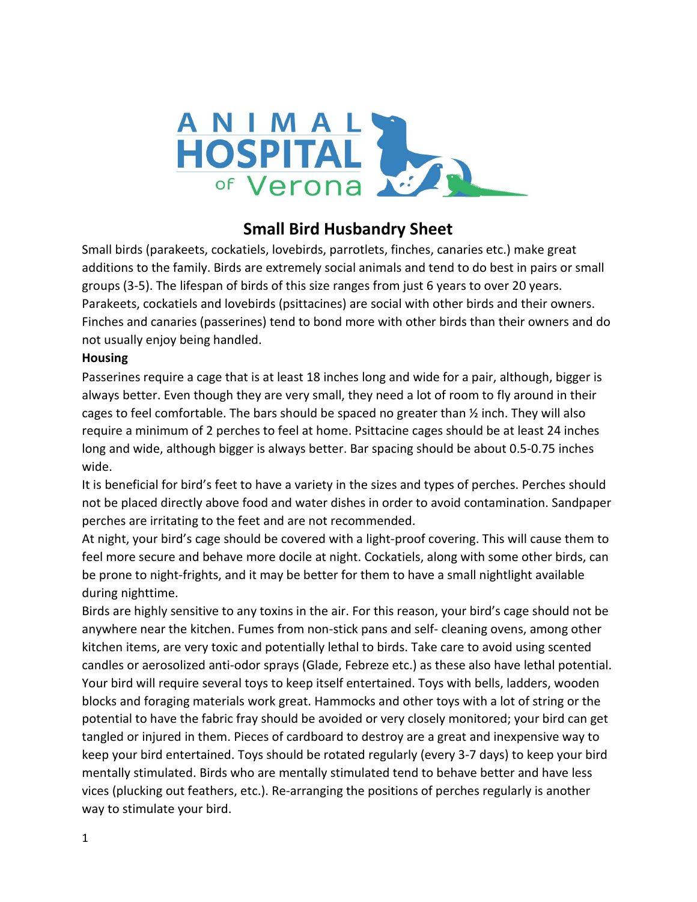# Small Bird Husbandry Sheet

Small birds (parakeets, cockatiels, lovebirds, parrotlets, finches, canaries etc.) make great additions to the family. Birds are extremely social animals and tend to do best in pairs or small groups (3-5). The lifespan of birds of this size ranges from just 6 years to over 20 years. Parakeets, cockatiels and lovebirds (psittacines) are social with other birds and their owners. Finches and canaries (passerines) tend to bond more with other birds than their owners and do not usually enjoy being handled.

**Housing**

Passerines require a cage that is at least 18 inches long and wide for a pair, although, bigger is always better. Even though they are very small, they need a lot of room to fly around in their cages to feel comfortable. The bars should be spaced no greater than ½ inch. They will also require a minimum of 2 perches to feel at home. Psittacine cages should be at least 24 inches long and wide, although bigger is always better. Bar spacing should be about 0.5-0.75 inches wide.

It is beneficial for bird's feet to have a variety in the sizes and types of perches. Perches should not be placed directly above food and water dishes in order to avoid contamination. Sandpaper perches are irritating to the feet and are not recommended.

At night, your bird's cage should be covered with a light-proof covering. This will cause them to feel more secure and behave more docile at night. Cockatiels, along with some other birds, can be prone to night-frights, and it may be better for them to have a small nightlight available during nighttime.

Birds are highly sensitive to any toxins in the air. For this reason, your bird's cage should not be anywhere near the kitchen. Fumes from non-stick pans and self- cleaning ovens, among other kitchen items, are very toxic and potentially lethal to birds. Take care to avoid using scented candles or aerosolized anti-odor sprays (Glade, Febreze etc.) as these also have lethal potential. Your bird will require several toys to keep itself entertained. Toys with bells, ladders, wooden blocks and foraging materials work great. Hammocks and other toys with a lot of string or the potential to have the fabric fray should be avoided or very closely monitored; your bird can get tangled or injured in them. Pieces of cardboard to destroy are a great and inexpensive way to keep your bird entertained. Toys should be rotated regularly (every 3-7 days) to keep your bird mentally stimulated. Birds who are mentally stimulated tend to behave better and have less vices (plucking out feathers, etc.). Re-arranging the positions of perches regularly is another way to stimulate your bird.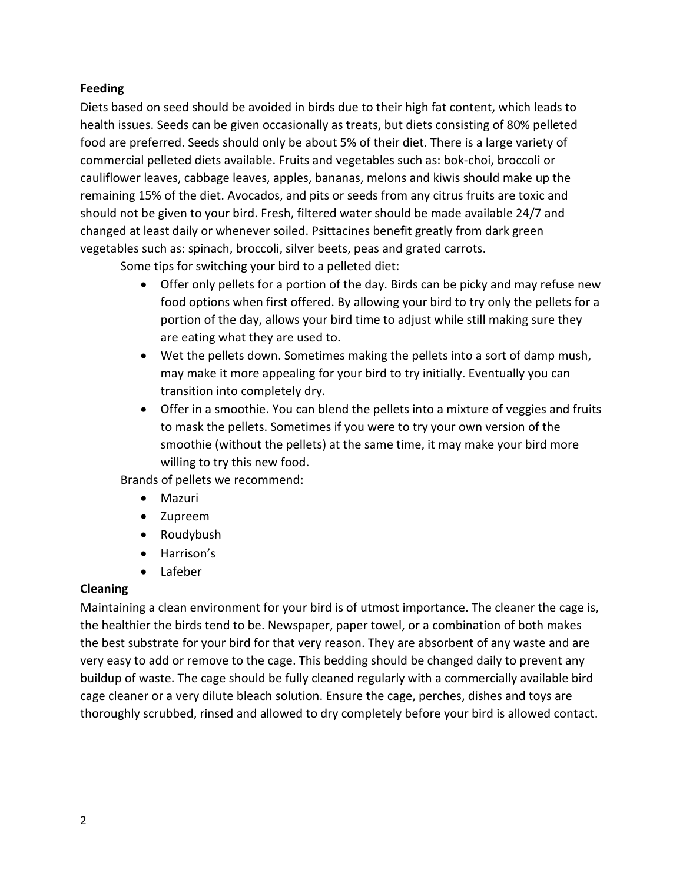**Feeding**

Diets based on seed should be avoided in birds due to their high fat content, which leads to health issues. Seeds can be given occasionally as treats, but diets consisting of 80% pelleted food are preferred. Seeds should only be about 5% of their diet. There is a large variety of commercial pelleted diets available. Fruits and vegetables such as: bok-choi, broccoli or cauliflower leaves, cabbage leaves, apples, bananas, melons and kiwis should make up the remaining 15% of the diet. Avocados, and pits or seeds from any citrus fruits are toxic and should not be given to your bird. Fresh, filtered water should be made available 24/7 and changed at least daily or whenever soiled. Psittacines benefit greatly from dark green vegetables such as: spinach, broccoli, silver beets, peas and grated carrots.

Some tips for switching your bird to a pelleted diet:

- Offer only pellets for a portion of the day. Birds can be picky and may refuse new food options when first offered. By allowing your bird to try only the pellets for a portion of the day, allows your bird time to adjust while still making sure they are eating what they are used to.
- Wet the pellets down. Sometimes making the pellets into a sort of damp mush, may make it more appealing for your bird to try initially. Eventually you can transition into completely dry.
- Offer in a smoothie. You can blend the pellets into a mixture of veggies and fruits to mask the pellets. Sometimes if you were to try your own version of the smoothie (without the pellets) at the same time, it may make your bird more willing to try this new food.

Brands of pellets we recommend:

- Mazuri
- Zupreem
- Roudybush
- Harrison's
- Lafeber

**Cleaning**

Maintaining a clean environment for your bird is of utmost importance. The cleaner the cage is, the healthier the birds tend to be. Newspaper, paper towel, or a combination of both makes the best substrate for your bird for that very reason. They are absorbent of any waste and are very easy to add or remove to the cage. This bedding should be changed daily to prevent any buildup of waste. The cage should be fully cleaned regularly with a commercially available bird cage cleaner or a very dilute bleach solution. Ensure the cage, perches, dishes and toys are thoroughly scrubbed, rinsed and allowed to dry completely before your bird is allowed contact.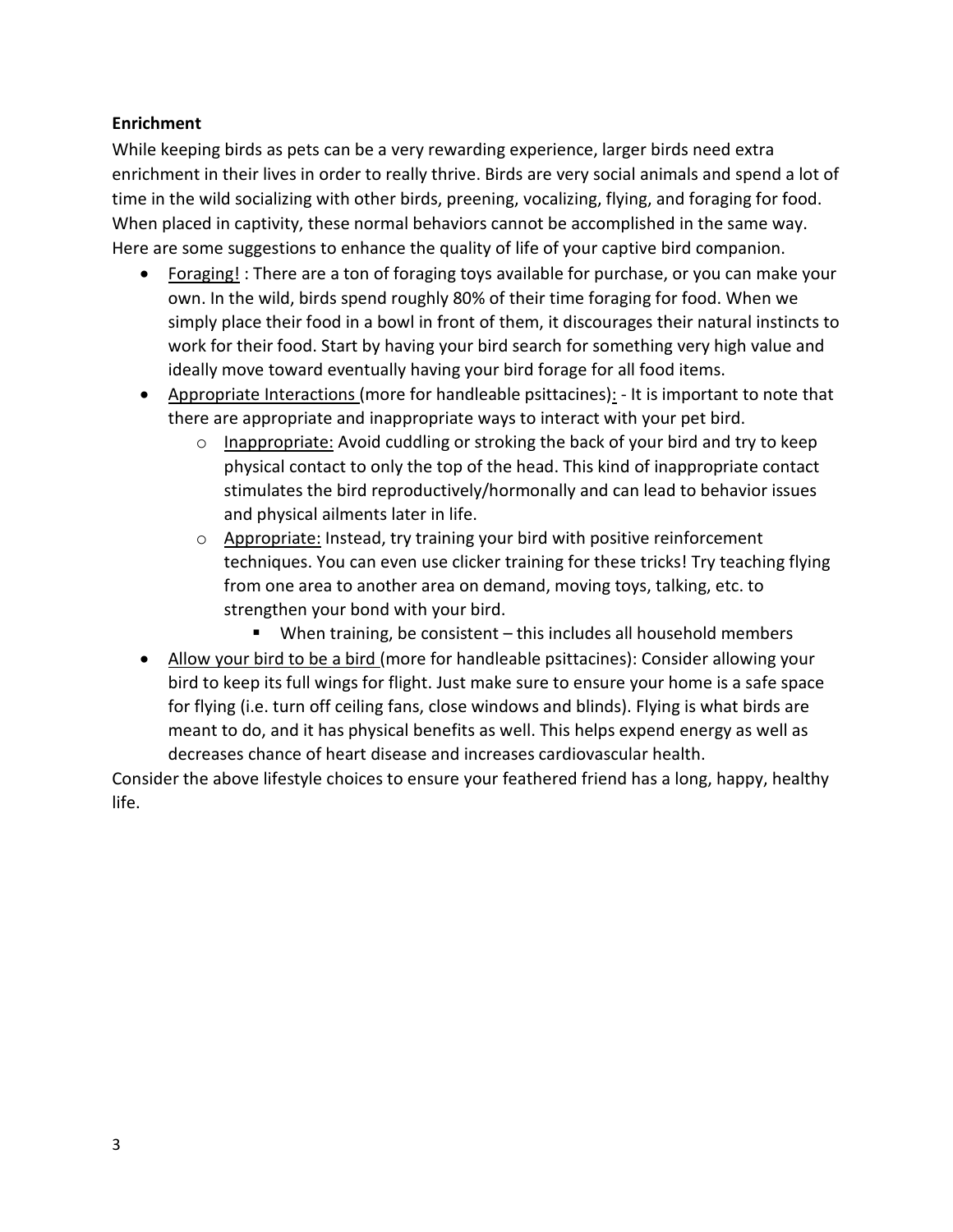**Enrichment**

While keeping birds as pets can be a very rewarding experience, larger birds need extra enrichment in their lives in order to really thrive. Birds are very social animals and spend a lot of time in the wild socializing with other birds, preening, vocalizing, flying, and foraging for food. When placed in captivity, these normal behaviors cannot be accomplished in the same way. Here are some suggestions to enhance the quality of life of your captive bird companion.

- <u>Foraging!</u> : There are a ton of foraging toys available for purchase, or you can make your own. In the wild, birds spend roughly 80% of their time foraging for food. When we simply place their food in a bowl in front of them, it discourages their natural instincts to work for their food. Start by having your bird search for something very high value and ideally move toward eventually having your bird forage for all food items.
- <u>Appropriate Interactions</u> (more for handleable psittacines): - It is important to note that there are appropriate and inappropriate ways to interact with your pet bird.
  - <u>Inappropriate:</u> Avoid cuddling or stroking the back of your bird and try to keep physical contact to only the top of the head. This kind of inappropriate contact stimulates the bird reproductively/hormonally and can lead to behavior issues and physical ailments later in life.
  - <u>Appropriate:</u> Instead, try training your bird with positive reinforcement techniques. You can even use clicker training for these tricks! Try teaching flying from one area to another area on demand, moving toys, talking, etc. to strengthen your bond with your bird.
    - When training, be consistent – this includes all household members
- <u>Allow your bird to be a bird</u> (more for handleable psittacines): Consider allowing your bird to keep its full wings for flight. Just make sure to ensure your home is a safe space for flying (i.e. turn off ceiling fans, close windows and blinds). Flying is what birds are meant to do, and it has physical benefits as well. This helps expend energy as well as decreases chance of heart disease and increases cardiovascular health.

Consider the above lifestyle choices to ensure your feathered friend has a long, happy, healthy life.